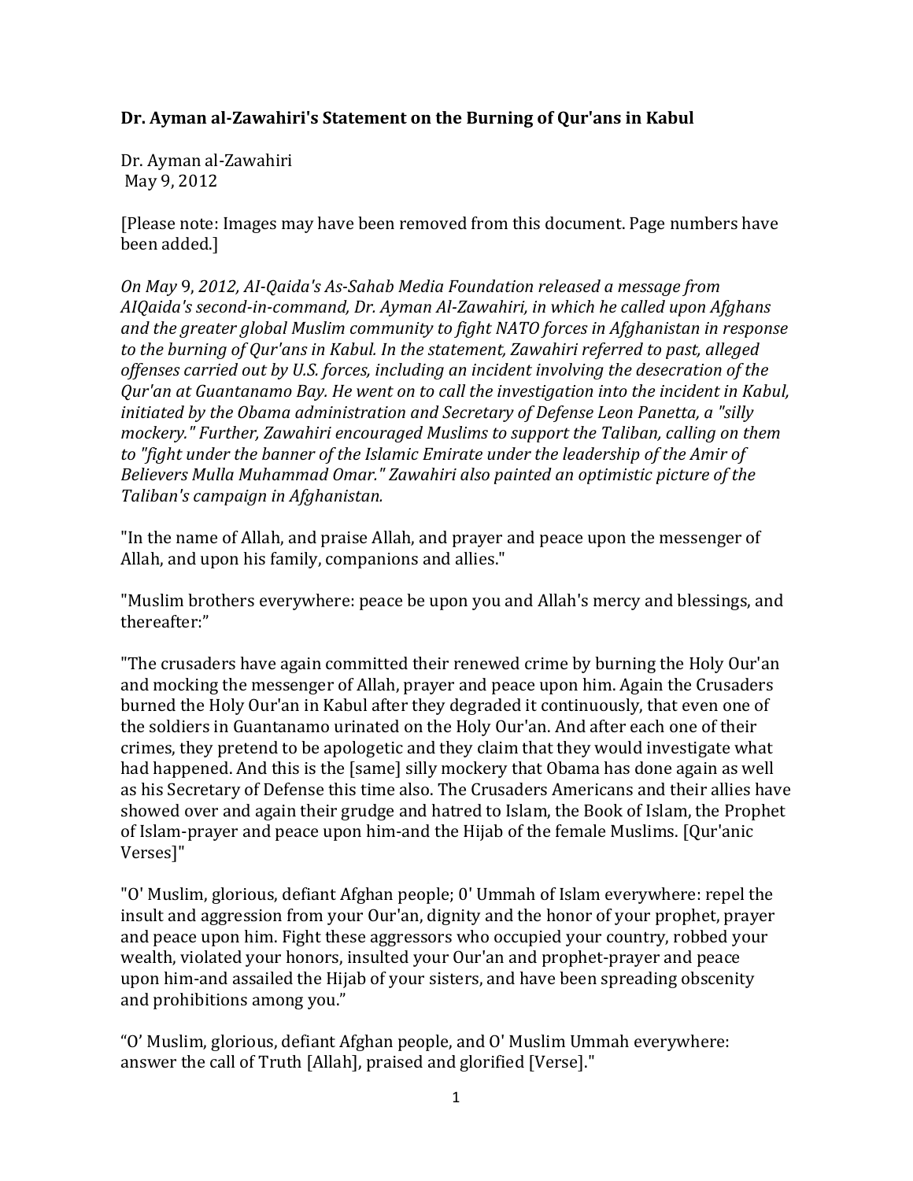**Dr. Ayman al-Zawahiri's Statement on the Burning of Qur'ans in Kabul**

Dr. Ayman al-Zawahiri
May 9, 2012

[Please note: Images may have been removed from this document. Page numbers have been added.]

*On May 9, 2012, AI-Qaida's As-Sahab Media Foundation released a message from AIQaida's second-in-command, Dr. Ayman Al-Zawahiri, in which he called upon Afghans and the greater global Muslim community to fight NATO forces in Afghanistan in response to the burning of Qur'ans in Kabul. In the statement, Zawahiri referred to past, alleged offenses carried out by U.S. forces, including an incident involving the desecration of the Qur'an at Guantanamo Bay. He went on to call the investigation into the incident in Kabul, initiated by the Obama administration and Secretary of Defense Leon Panetta, a "silly mockery." Further, Zawahiri encouraged Muslims to support the Taliban, calling on them to "fight under the banner of the Islamic Emirate under the leadership of the Amir of Believers Mulla Muhammad Omar." Zawahiri also painted an optimistic picture of the Taliban's campaign in Afghanistan.*

"In the name of Allah, and praise Allah, and prayer and peace upon the messenger of Allah, and upon his family, companions and allies."

"Muslim brothers everywhere: peace be upon you and Allah's mercy and blessings, and thereafter:"

"The crusaders have again committed their renewed crime by burning the Holy Our'an and mocking the messenger of Allah, prayer and peace upon him. Again the Crusaders burned the Holy Our'an in Kabul after they degraded it continuously, that even one of the soldiers in Guantanamo urinated on the Holy Our'an. And after each one of their crimes, they pretend to be apologetic and they claim that they would investigate what had happened. And this is the [same] silly mockery that Obama has done again as well as his Secretary of Defense this time also. The Crusaders Americans and their allies have showed over and again their grudge and hatred to Islam, the Book of Islam, the Prophet of Islam-prayer and peace upon him-and the Hijab of the female Muslims. [Qur'anic Verses]"

"O' Muslim, glorious, defiant Afghan people; 0' Ummah of Islam everywhere: repel the insult and aggression from your Our'an, dignity and the honor of your prophet, prayer and peace upon him. Fight these aggressors who occupied your country, robbed your wealth, violated your honors, insulted your Our'an and prophet-prayer and peace upon him-and assailed the Hijab of your sisters, and have been spreading obscenity and prohibitions among you."

"O' Muslim, glorious, defiant Afghan people, and O' Muslim Ummah everywhere: answer the call of Truth [Allah], praised and glorified [Verse]."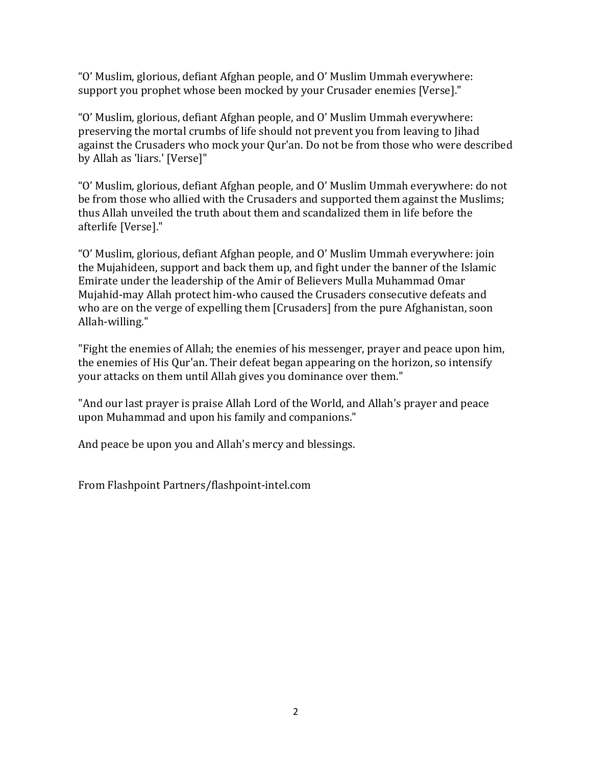“O’ Muslim, glorious, defiant Afghan people, and O’ Muslim Ummah everywhere: support you prophet whose been mocked by your Crusader enemies [Verse]."

“O’ Muslim, glorious, defiant Afghan people, and O’ Muslim Ummah everywhere: preserving the mortal crumbs of life should not prevent you from leaving to Jihad against the Crusaders who mock your Qur'an. Do not be from those who were described by Allah as 'liars.' [Verse]"

“O’ Muslim, glorious, defiant Afghan people, and O’ Muslim Ummah everywhere: do not be from those who allied with the Crusaders and supported them against the Muslims; thus Allah unveiled the truth about them and scandalized them in life before the afterlife [Verse]."

“O’ Muslim, glorious, defiant Afghan people, and O’ Muslim Ummah everywhere: join the Mujahideen, support and back them up, and fight under the banner of the Islamic Emirate under the leadership of the Amir of Believers Mulla Muhammad Omar Mujahid-may Allah protect him-who caused the Crusaders consecutive defeats and who are on the verge of expelling them [Crusaders] from the pure Afghanistan, soon Allah-willing."

"Fight the enemies of Allah; the enemies of his messenger, prayer and peace upon him, the enemies of His Qur'an. Their defeat began appearing on the horizon, so intensify your attacks on them until Allah gives you dominance over them."

"And our last prayer is praise Allah Lord of the World, and Allah's prayer and peace upon Muhammad and upon his family and companions."

And peace be upon you and Allah's mercy and blessings.

From Flashpoint Partners/flashpoint-intel.com